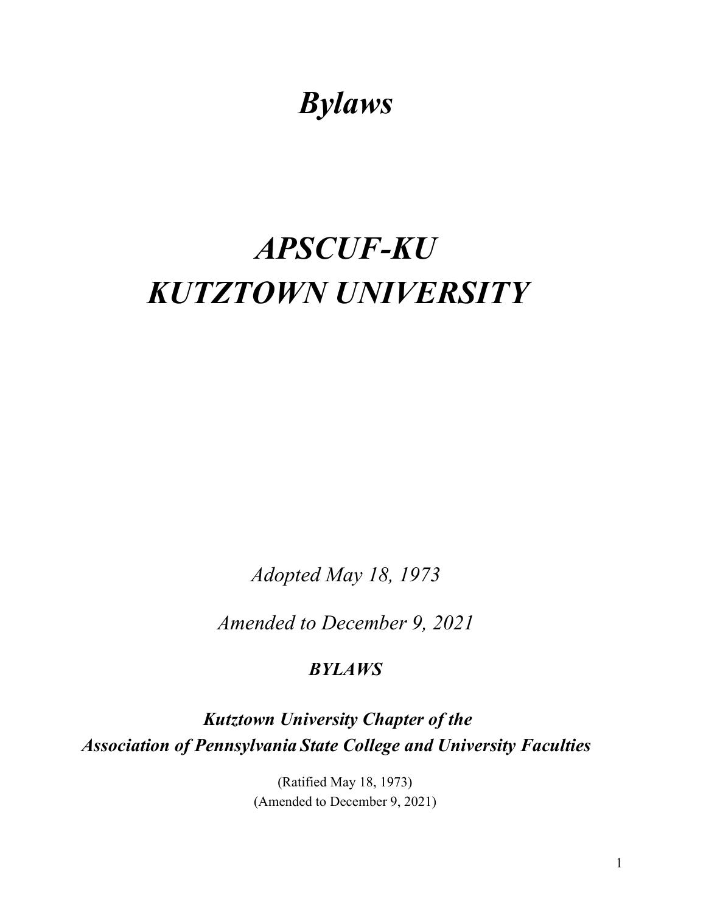# *Bylaws*

# *APSCUF-KU*
# *KUTZTOWN UNIVERSITY*

*Adopted May 18, 1973*

*Amended to December 9, 2021*

***BYLAWS***

***Kutztown University Chapter of the***
***Association of Pennsylvania State College and University Faculties***

(Ratified May 18, 1973)
(Amended to December 9, 2021)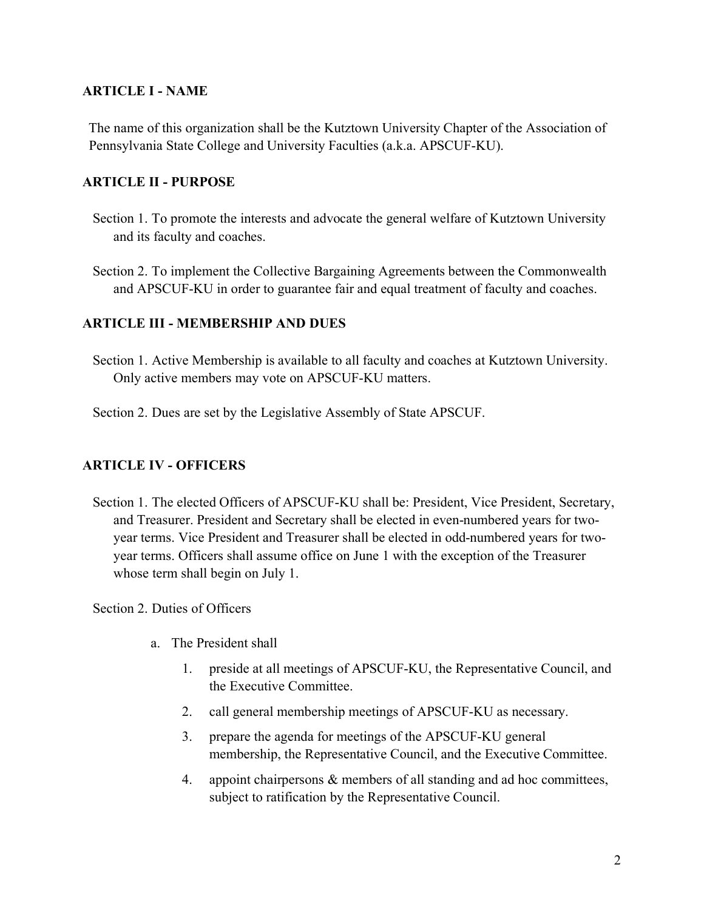## ARTICLE I - NAME

The name of this organization shall be the Kutztown University Chapter of the Association of Pennsylvania State College and University Faculties (a.k.a. APSCUF-KU).

## ARTICLE II - PURPOSE

Section 1. To promote the interests and advocate the general welfare of Kutztown University and its faculty and coaches.

Section 2. To implement the Collective Bargaining Agreements between the Commonwealth and APSCUF-KU in order to guarantee fair and equal treatment of faculty and coaches.

## ARTICLE III - MEMBERSHIP AND DUES

Section 1. Active Membership is available to all faculty and coaches at Kutztown University. Only active members may vote on APSCUF-KU matters.

Section 2. Dues are set by the Legislative Assembly of State APSCUF.

## ARTICLE IV - OFFICERS

Section 1. The elected Officers of APSCUF-KU shall be: President, Vice President, Secretary, and Treasurer. President and Secretary shall be elected in even-numbered years for two-year terms. Vice President and Treasurer shall be elected in odd-numbered years for two-year terms. Officers shall assume office on June 1 with the exception of the Treasurer whose term shall begin on July 1.

Section 2. Duties of Officers

a. The President shall

1. preside at all meetings of APSCUF-KU, the Representative Council, and the Executive Committee.
2. call general membership meetings of APSCUF-KU as necessary.
3. prepare the agenda for meetings of the APSCUF-KU general membership, the Representative Council, and the Executive Committee.
4. appoint chairpersons & members of all standing and ad hoc committees, subject to ratification by the Representative Council.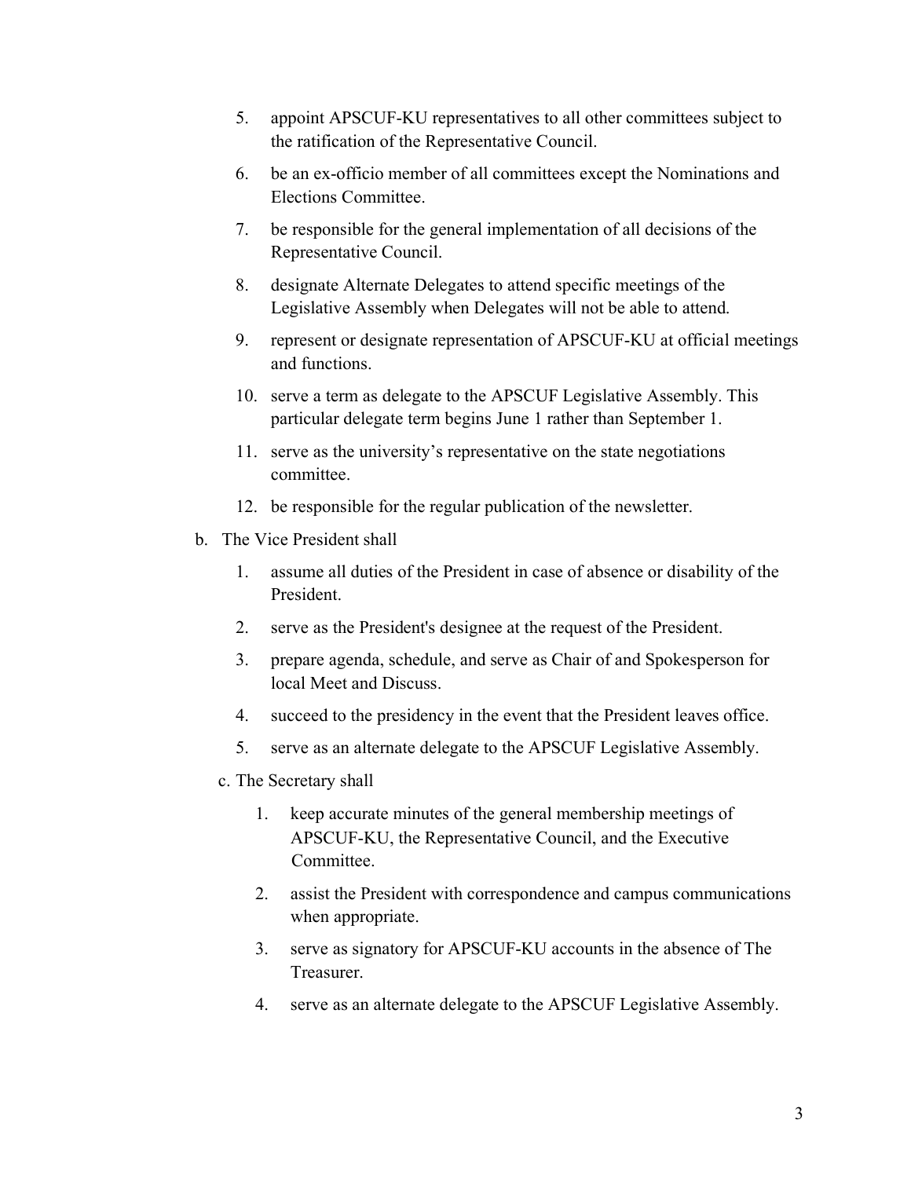5. appoint APSCUF-KU representatives to all other committees subject to the ratification of the Representative Council.
6. be an ex-officio member of all committees except the Nominations and Elections Committee.
7. be responsible for the general implementation of all decisions of the Representative Council.
8. designate Alternate Delegates to attend specific meetings of the Legislative Assembly when Delegates will not be able to attend.
9. represent or designate representation of APSCUF-KU at official meetings and functions.
10. serve a term as delegate to the APSCUF Legislative Assembly. This particular delegate term begins June 1 rather than September 1.
11. serve as the university's representative on the state negotiations committee.
12. be responsible for the regular publication of the newsletter.

b. The Vice President shall

1. assume all duties of the President in case of absence or disability of the President.
2. serve as the President's designee at the request of the President.
3. prepare agenda, schedule, and serve as Chair of and Spokesperson for local Meet and Discuss.
4. succeed to the presidency in the event that the President leaves office.
5. serve as an alternate delegate to the APSCUF Legislative Assembly.

c. The Secretary shall

1. keep accurate minutes of the general membership meetings of APSCUF-KU, the Representative Council, and the Executive Committee.
2. assist the President with correspondence and campus communications when appropriate.
3. serve as signatory for APSCUF-KU accounts in the absence of The Treasurer.
4. serve as an alternate delegate to the APSCUF Legislative Assembly.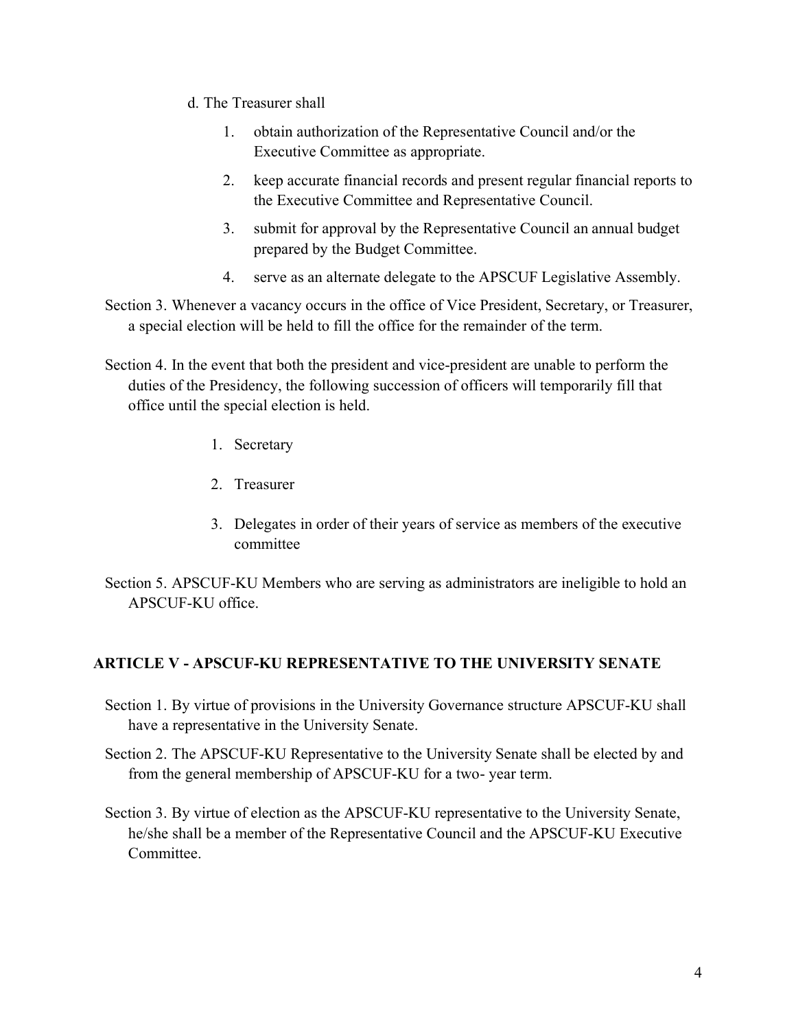d. The Treasurer shall

1. obtain authorization of the Representative Council and/or the Executive Committee as appropriate.
2. keep accurate financial records and present regular financial reports to the Executive Committee and Representative Council.
3. submit for approval by the Representative Council an annual budget prepared by the Budget Committee.
4. serve as an alternate delegate to the APSCUF Legislative Assembly.

Section 3. Whenever a vacancy occurs in the office of Vice President, Secretary, or Treasurer, a special election will be held to fill the office for the remainder of the term.

Section 4. In the event that both the president and vice-president are unable to perform the duties of the Presidency, the following succession of officers will temporarily fill that office until the special election is held.

1. Secretary
2. Treasurer
3. Delegates in order of their years of service as members of the executive committee

Section 5. APSCUF-KU Members who are serving as administrators are ineligible to hold an APSCUF-KU office.

## ARTICLE V - APSCUF-KU REPRESENTATIVE TO THE UNIVERSITY SENATE

Section 1. By virtue of provisions in the University Governance structure APSCUF-KU shall have a representative in the University Senate.

Section 2. The APSCUF-KU Representative to the University Senate shall be elected by and from the general membership of APSCUF-KU for a two- year term.

Section 3. By virtue of election as the APSCUF-KU representative to the University Senate, he/she shall be a member of the Representative Council and the APSCUF-KU Executive Committee.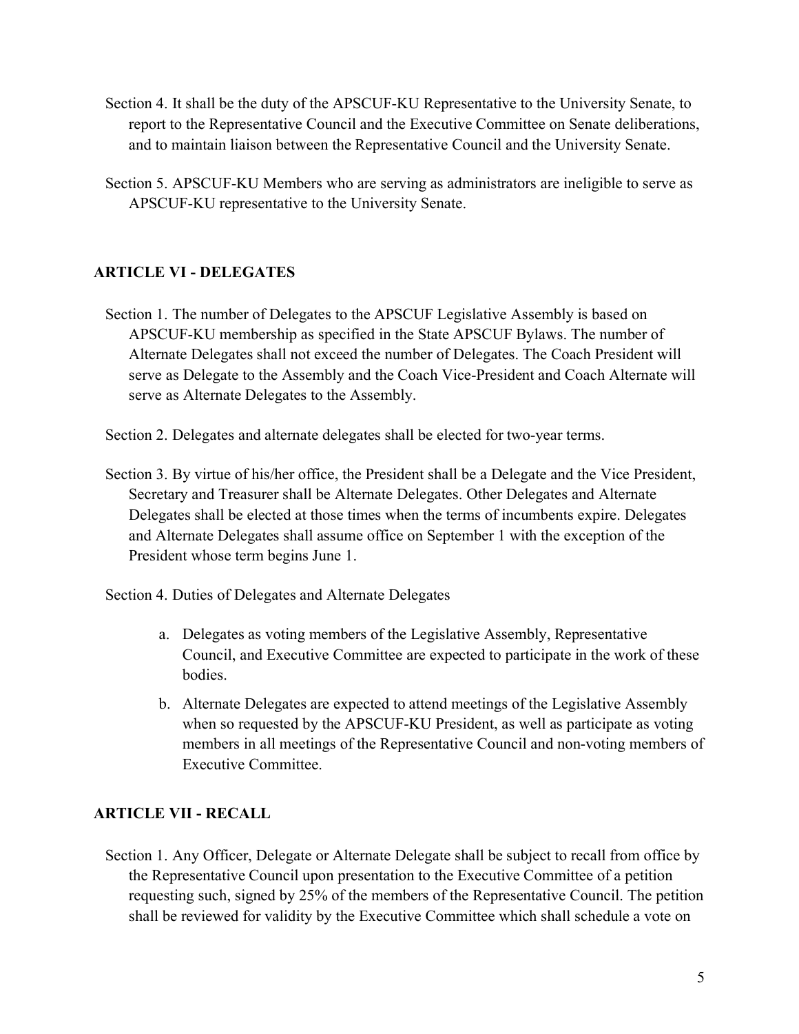Section 4. It shall be the duty of the APSCUF-KU Representative to the University Senate, to report to the Representative Council and the Executive Committee on Senate deliberations, and to maintain liaison between the Representative Council and the University Senate.

Section 5. APSCUF-KU Members who are serving as administrators are ineligible to serve as APSCUF-KU representative to the University Senate.

## ARTICLE VI - DELEGATES

Section 1. The number of Delegates to the APSCUF Legislative Assembly is based on APSCUF-KU membership as specified in the State APSCUF Bylaws. The number of Alternate Delegates shall not exceed the number of Delegates. The Coach President will serve as Delegate to the Assembly and the Coach Vice-President and Coach Alternate will serve as Alternate Delegates to the Assembly.

Section 2. Delegates and alternate delegates shall be elected for two-year terms.

Section 3. By virtue of his/her office, the President shall be a Delegate and the Vice President, Secretary and Treasurer shall be Alternate Delegates. Other Delegates and Alternate Delegates shall be elected at those times when the terms of incumbents expire. Delegates and Alternate Delegates shall assume office on September 1 with the exception of the President whose term begins June 1.

Section 4. Duties of Delegates and Alternate Delegates

a. Delegates as voting members of the Legislative Assembly, Representative Council, and Executive Committee are expected to participate in the work of these bodies.

b. Alternate Delegates are expected to attend meetings of the Legislative Assembly when so requested by the APSCUF-KU President, as well as participate as voting members in all meetings of the Representative Council and non-voting members of Executive Committee.

## ARTICLE VII - RECALL

Section 1. Any Officer, Delegate or Alternate Delegate shall be subject to recall from office by the Representative Council upon presentation to the Executive Committee of a petition requesting such, signed by 25% of the members of the Representative Council. The petition shall be reviewed for validity by the Executive Committee which shall schedule a vote on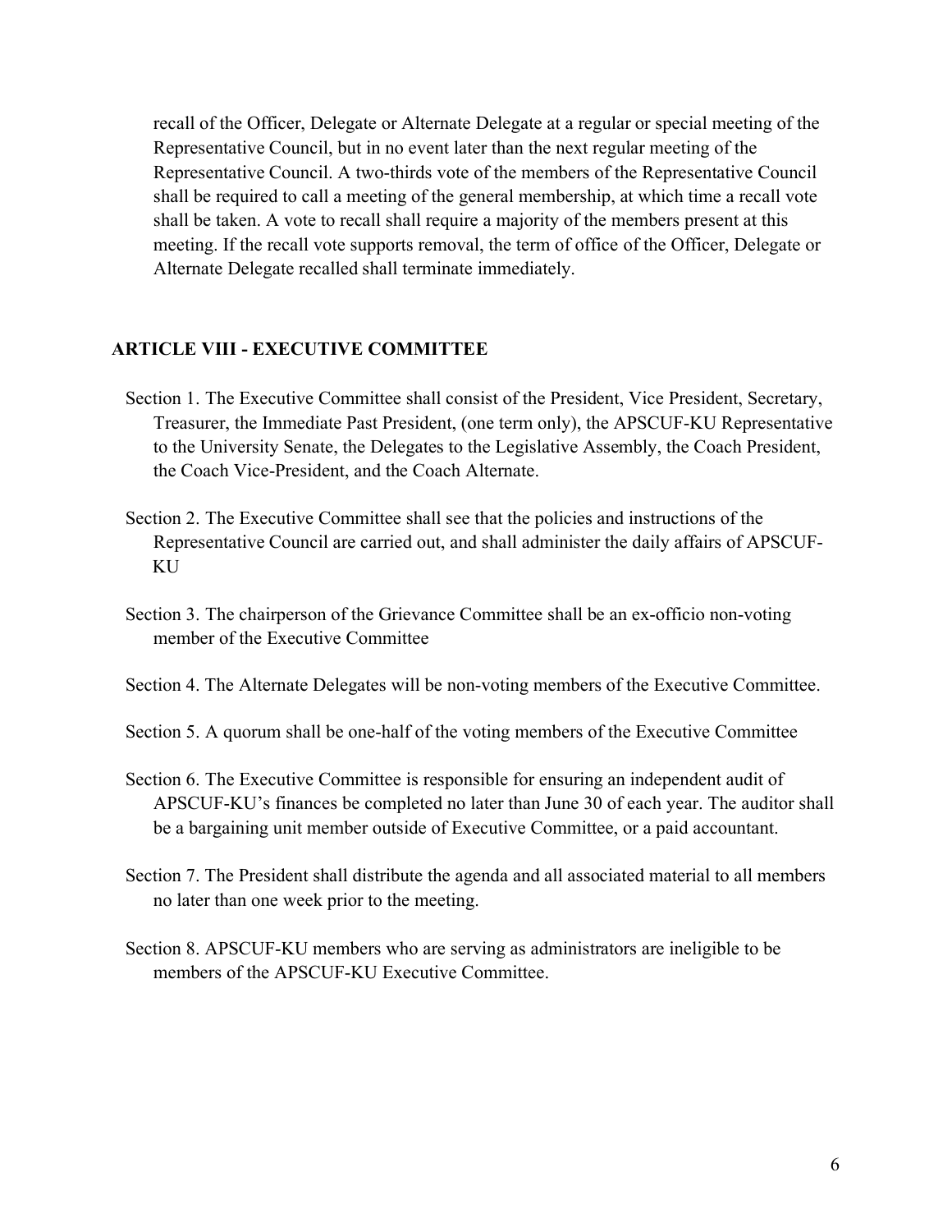recall of the Officer, Delegate or Alternate Delegate at a regular or special meeting of the Representative Council, but in no event later than the next regular meeting of the Representative Council. A two-thirds vote of the members of the Representative Council shall be required to call a meeting of the general membership, at which time a recall vote shall be taken. A vote to recall shall require a majority of the members present at this meeting. If the recall vote supports removal, the term of office of the Officer, Delegate or Alternate Delegate recalled shall terminate immediately.

## ARTICLE VIII - EXECUTIVE COMMITTEE

Section 1. The Executive Committee shall consist of the President, Vice President, Secretary, Treasurer, the Immediate Past President, (one term only), the APSCUF-KU Representative to the University Senate, the Delegates to the Legislative Assembly, the Coach President, the Coach Vice-President, and the Coach Alternate.

Section 2. The Executive Committee shall see that the policies and instructions of the Representative Council are carried out, and shall administer the daily affairs of APSCUF-KU

Section 3. The chairperson of the Grievance Committee shall be an ex-officio non-voting member of the Executive Committee

Section 4. The Alternate Delegates will be non-voting members of the Executive Committee.

Section 5. A quorum shall be one-half of the voting members of the Executive Committee

Section 6. The Executive Committee is responsible for ensuring an independent audit of APSCUF-KU's finances be completed no later than June 30 of each year. The auditor shall be a bargaining unit member outside of Executive Committee, or a paid accountant.

Section 7. The President shall distribute the agenda and all associated material to all members no later than one week prior to the meeting.

Section 8. APSCUF-KU members who are serving as administrators are ineligible to be members of the APSCUF-KU Executive Committee.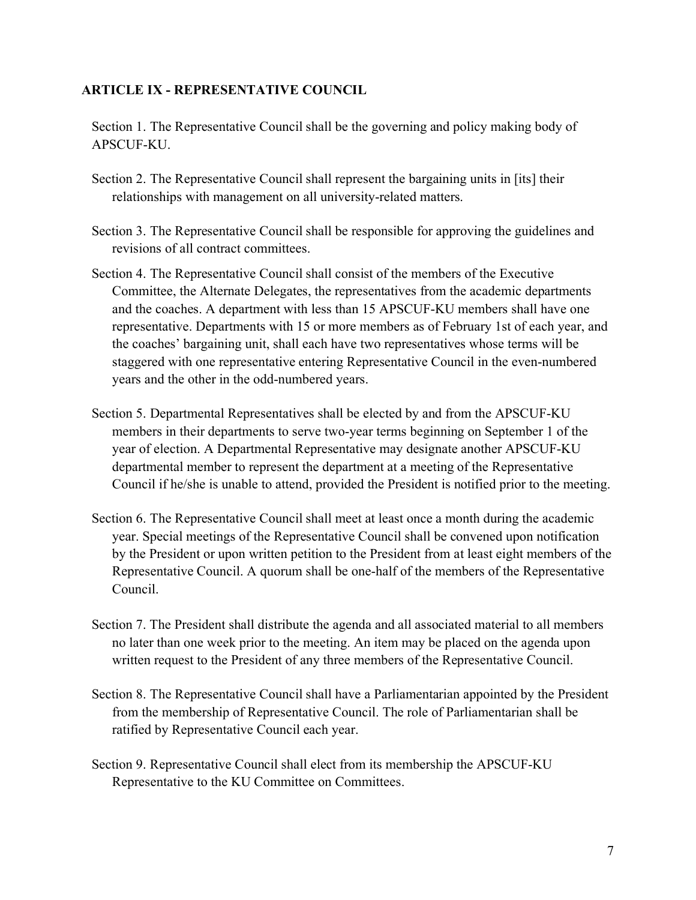## ARTICLE IX - REPRESENTATIVE COUNCIL

Section 1. The Representative Council shall be the governing and policy making body of APSCUF-KU.

Section 2. The Representative Council shall represent the bargaining units in [its] their relationships with management on all university-related matters.

Section 3. The Representative Council shall be responsible for approving the guidelines and revisions of all contract committees.

Section 4. The Representative Council shall consist of the members of the Executive Committee, the Alternate Delegates, the representatives from the academic departments and the coaches. A department with less than 15 APSCUF-KU members shall have one representative. Departments with 15 or more members as of February 1st of each year, and the coaches' bargaining unit, shall each have two representatives whose terms will be staggered with one representative entering Representative Council in the even-numbered years and the other in the odd-numbered years.

Section 5. Departmental Representatives shall be elected by and from the APSCUF-KU members in their departments to serve two-year terms beginning on September 1 of the year of election. A Departmental Representative may designate another APSCUF-KU departmental member to represent the department at a meeting of the Representative Council if he/she is unable to attend, provided the President is notified prior to the meeting.

Section 6. The Representative Council shall meet at least once a month during the academic year. Special meetings of the Representative Council shall be convened upon notification by the President or upon written petition to the President from at least eight members of the Representative Council. A quorum shall be one-half of the members of the Representative Council.

Section 7. The President shall distribute the agenda and all associated material to all members no later than one week prior to the meeting. An item may be placed on the agenda upon written request to the President of any three members of the Representative Council.

Section 8. The Representative Council shall have a Parliamentarian appointed by the President from the membership of Representative Council. The role of Parliamentarian shall be ratified by Representative Council each year.

Section 9. Representative Council shall elect from its membership the APSCUF-KU Representative to the KU Committee on Committees.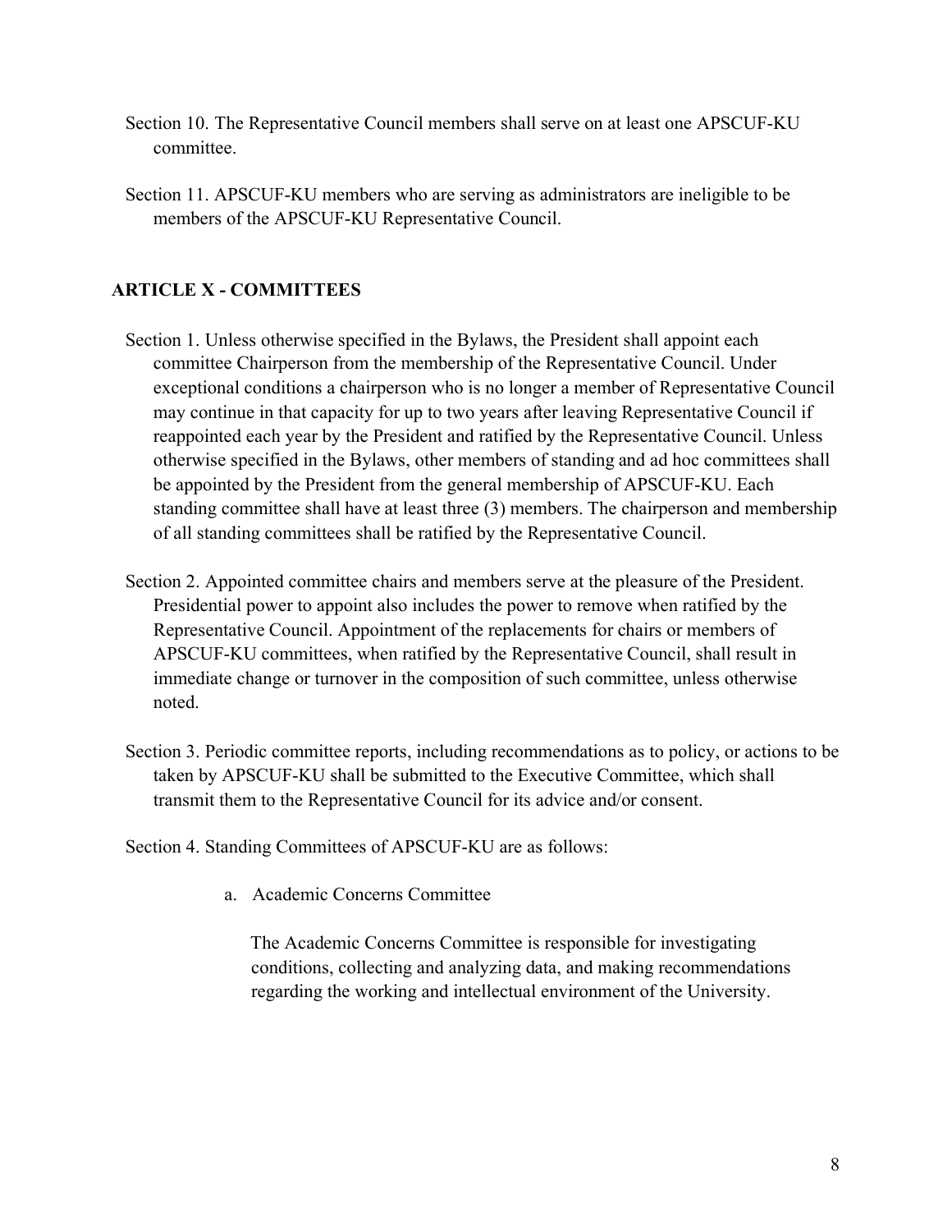Section 10. The Representative Council members shall serve on at least one APSCUF-KU committee.

Section 11. APSCUF-KU members who are serving as administrators are ineligible to be members of the APSCUF-KU Representative Council.

## ARTICLE X - COMMITTEES

Section 1. Unless otherwise specified in the Bylaws, the President shall appoint each committee Chairperson from the membership of the Representative Council. Under exceptional conditions a chairperson who is no longer a member of Representative Council may continue in that capacity for up to two years after leaving Representative Council if reappointed each year by the President and ratified by the Representative Council. Unless otherwise specified in the Bylaws, other members of standing and ad hoc committees shall be appointed by the President from the general membership of APSCUF-KU. Each standing committee shall have at least three (3) members. The chairperson and membership of all standing committees shall be ratified by the Representative Council.

Section 2. Appointed committee chairs and members serve at the pleasure of the President. Presidential power to appoint also includes the power to remove when ratified by the Representative Council. Appointment of the replacements for chairs or members of APSCUF-KU committees, when ratified by the Representative Council, shall result in immediate change or turnover in the composition of such committee, unless otherwise noted.

Section 3. Periodic committee reports, including recommendations as to policy, or actions to be taken by APSCUF-KU shall be submitted to the Executive Committee, which shall transmit them to the Representative Council for its advice and/or consent.

Section 4. Standing Committees of APSCUF-KU are as follows:

a. Academic Concerns Committee

The Academic Concerns Committee is responsible for investigating conditions, collecting and analyzing data, and making recommendations regarding the working and intellectual environment of the University.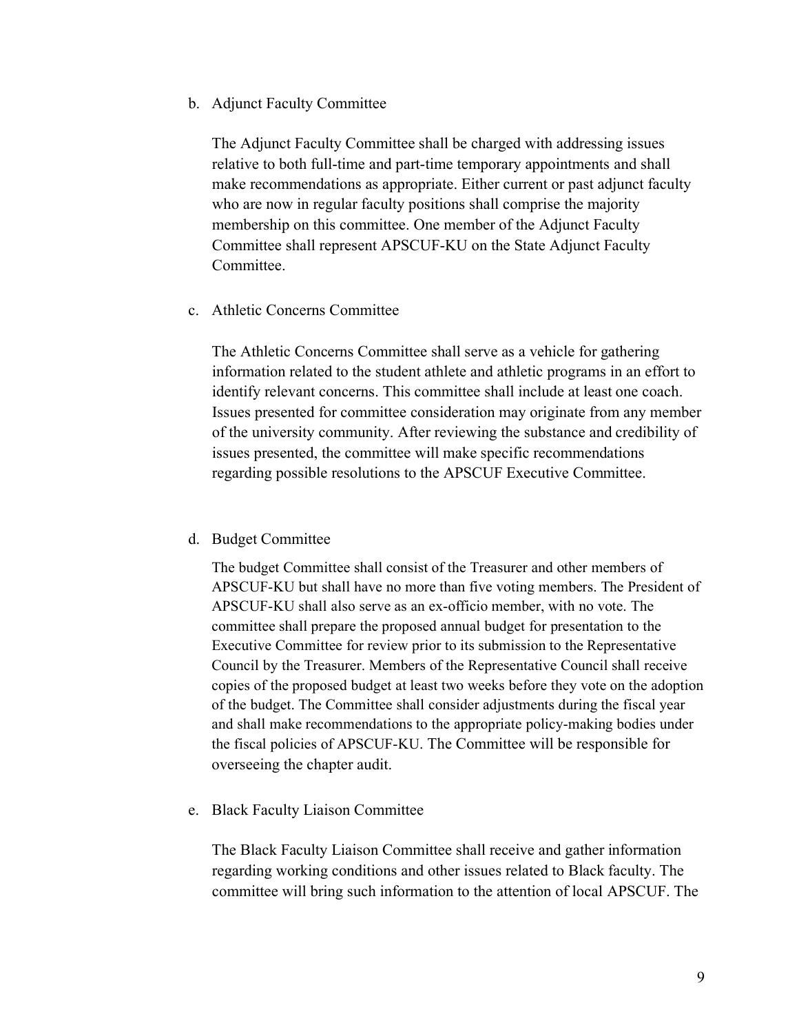b. Adjunct Faculty Committee

   The Adjunct Faculty Committee shall be charged with addressing issues relative to both full-time and part-time temporary appointments and shall make recommendations as appropriate. Either current or past adjunct faculty who are now in regular faculty positions shall comprise the majority membership on this committee. One member of the Adjunct Faculty Committee shall represent APSCUF-KU on the State Adjunct Faculty Committee.

c. Athletic Concerns Committee

   The Athletic Concerns Committee shall serve as a vehicle for gathering information related to the student athlete and athletic programs in an effort to identify relevant concerns. This committee shall include at least one coach. Issues presented for committee consideration may originate from any member of the university community. After reviewing the substance and credibility of issues presented, the committee will make specific recommendations regarding possible resolutions to the APSCUF Executive Committee.

d. Budget Committee

   The budget Committee shall consist of the Treasurer and other members of APSCUF-KU but shall have no more than five voting members. The President of APSCUF-KU shall also serve as an ex-officio member, with no vote. The committee shall prepare the proposed annual budget for presentation to the Executive Committee for review prior to its submission to the Representative Council by the Treasurer. Members of the Representative Council shall receive copies of the proposed budget at least two weeks before they vote on the adoption of the budget. The Committee shall consider adjustments during the fiscal year and shall make recommendations to the appropriate policy-making bodies under the fiscal policies of APSCUF-KU. The Committee will be responsible for overseeing the chapter audit.

e. Black Faculty Liaison Committee

   The Black Faculty Liaison Committee shall receive and gather information regarding working conditions and other issues related to Black faculty. The committee will bring such information to the attention of local APSCUF. The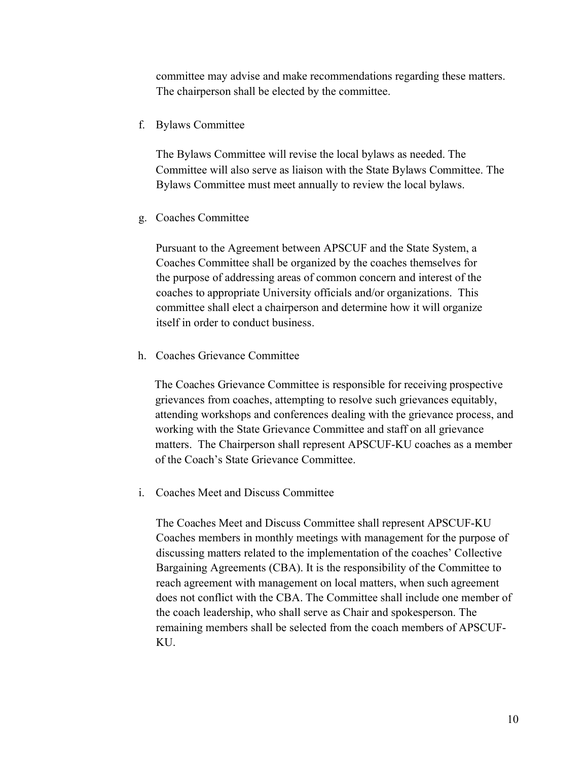committee may advise and make recommendations regarding these matters. The chairperson shall be elected by the committee.

f. Bylaws Committee

The Bylaws Committee will revise the local bylaws as needed. The Committee will also serve as liaison with the State Bylaws Committee. The Bylaws Committee must meet annually to review the local bylaws.

g. Coaches Committee

Pursuant to the Agreement between APSCUF and the State System, a Coaches Committee shall be organized by the coaches themselves for the purpose of addressing areas of common concern and interest of the coaches to appropriate University officials and/or organizations. This committee shall elect a chairperson and determine how it will organize itself in order to conduct business.

h. Coaches Grievance Committee

The Coaches Grievance Committee is responsible for receiving prospective grievances from coaches, attempting to resolve such grievances equitably, attending workshops and conferences dealing with the grievance process, and working with the State Grievance Committee and staff on all grievance matters. The Chairperson shall represent APSCUF-KU coaches as a member of the Coach's State Grievance Committee.

i. Coaches Meet and Discuss Committee

The Coaches Meet and Discuss Committee shall represent APSCUF-KU Coaches members in monthly meetings with management for the purpose of discussing matters related to the implementation of the coaches' Collective Bargaining Agreements (CBA). It is the responsibility of the Committee to reach agreement with management on local matters, when such agreement does not conflict with the CBA. The Committee shall include one member of the coach leadership, who shall serve as Chair and spokesperson. The remaining members shall be selected from the coach members of APSCUF-KU.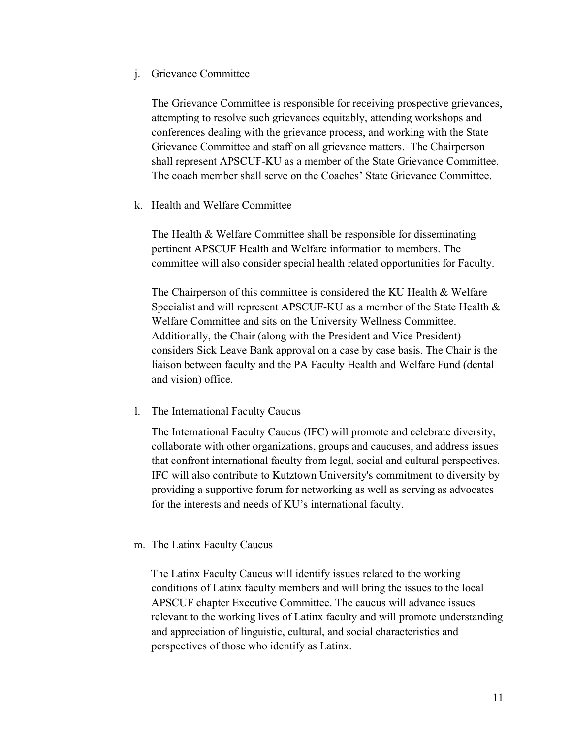j. Grievance Committee

The Grievance Committee is responsible for receiving prospective grievances, attempting to resolve such grievances equitably, attending workshops and conferences dealing with the grievance process, and working with the State Grievance Committee and staff on all grievance matters. The Chairperson shall represent APSCUF-KU as a member of the State Grievance Committee. The coach member shall serve on the Coaches' State Grievance Committee.

k. Health and Welfare Committee

The Health & Welfare Committee shall be responsible for disseminating pertinent APSCUF Health and Welfare information to members. The committee will also consider special health related opportunities for Faculty.

The Chairperson of this committee is considered the KU Health & Welfare Specialist and will represent APSCUF-KU as a member of the State Health & Welfare Committee and sits on the University Wellness Committee. Additionally, the Chair (along with the President and Vice President) considers Sick Leave Bank approval on a case by case basis. The Chair is the liaison between faculty and the PA Faculty Health and Welfare Fund (dental and vision) office.

l. The International Faculty Caucus

The International Faculty Caucus (IFC) will promote and celebrate diversity, collaborate with other organizations, groups and caucuses, and address issues that confront international faculty from legal, social and cultural perspectives. IFC will also contribute to Kutztown University's commitment to diversity by providing a supportive forum for networking as well as serving as advocates for the interests and needs of KU's international faculty.

m. The Latinx Faculty Caucus

The Latinx Faculty Caucus will identify issues related to the working conditions of Latinx faculty members and will bring the issues to the local APSCUF chapter Executive Committee. The caucus will advance issues relevant to the working lives of Latinx faculty and will promote understanding and appreciation of linguistic, cultural, and social characteristics and perspectives of those who identify as Latinx.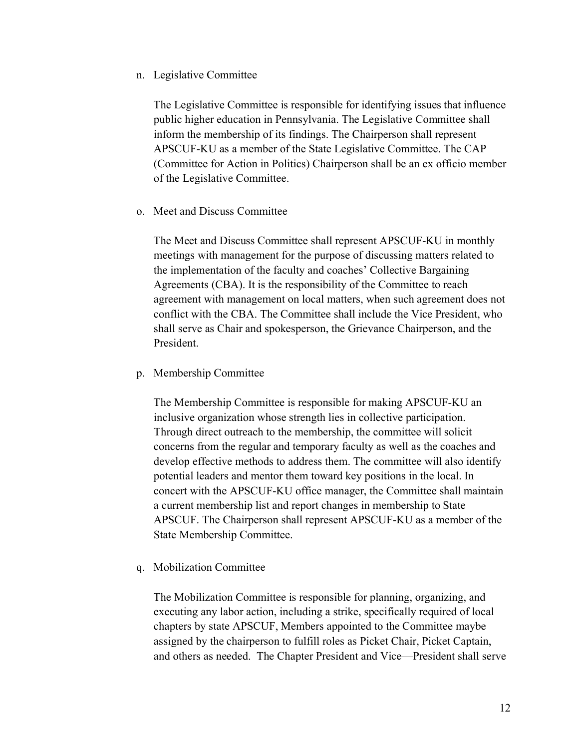n. Legislative Committee

   The Legislative Committee is responsible for identifying issues that influence public higher education in Pennsylvania. The Legislative Committee shall inform the membership of its findings. The Chairperson shall represent APSCUF-KU as a member of the State Legislative Committee. The CAP (Committee for Action in Politics) Chairperson shall be an ex officio member of the Legislative Committee.

o. Meet and Discuss Committee

   The Meet and Discuss Committee shall represent APSCUF-KU in monthly meetings with management for the purpose of discussing matters related to the implementation of the faculty and coaches' Collective Bargaining Agreements (CBA). It is the responsibility of the Committee to reach agreement with management on local matters, when such agreement does not conflict with the CBA. The Committee shall include the Vice President, who shall serve as Chair and spokesperson, the Grievance Chairperson, and the President.

p. Membership Committee

   The Membership Committee is responsible for making APSCUF-KU an inclusive organization whose strength lies in collective participation. Through direct outreach to the membership, the committee will solicit concerns from the regular and temporary faculty as well as the coaches and develop effective methods to address them. The committee will also identify potential leaders and mentor them toward key positions in the local. In concert with the APSCUF-KU office manager, the Committee shall maintain a current membership list and report changes in membership to State APSCUF. The Chairperson shall represent APSCUF-KU as a member of the State Membership Committee.

q. Mobilization Committee

   The Mobilization Committee is responsible for planning, organizing, and executing any labor action, including a strike, specifically required of local chapters by state APSCUF, Members appointed to the Committee maybe assigned by the chairperson to fulfill roles as Picket Chair, Picket Captain, and others as needed. The Chapter President and Vice—President shall serve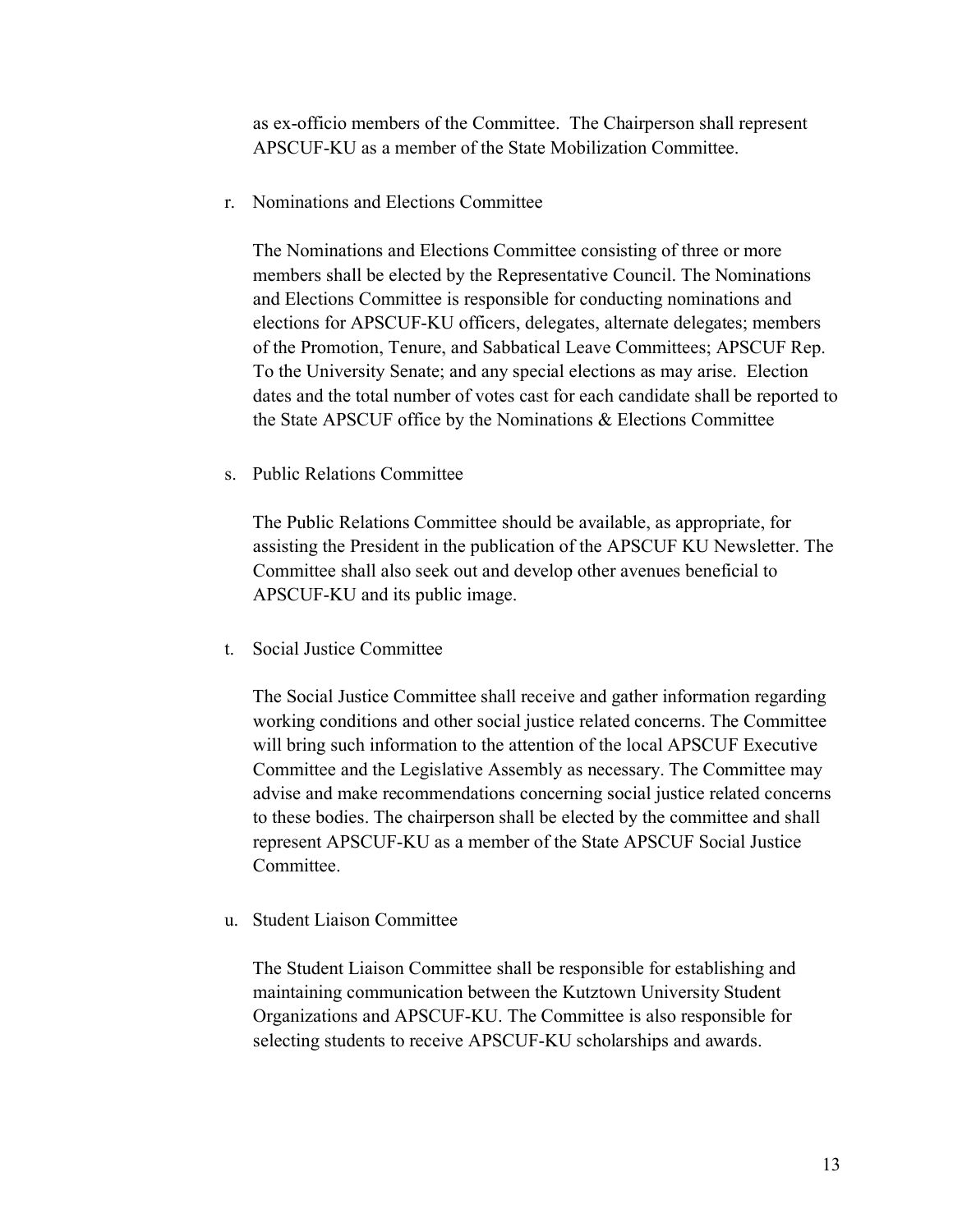as ex-officio members of the Committee. The Chairperson shall represent APSCUF-KU as a member of the State Mobilization Committee.

r. Nominations and Elections Committee

The Nominations and Elections Committee consisting of three or more members shall be elected by the Representative Council. The Nominations and Elections Committee is responsible for conducting nominations and elections for APSCUF-KU officers, delegates, alternate delegates; members of the Promotion, Tenure, and Sabbatical Leave Committees; APSCUF Rep. To the University Senate; and any special elections as may arise. Election dates and the total number of votes cast for each candidate shall be reported to the State APSCUF office by the Nominations & Elections Committee

s. Public Relations Committee

The Public Relations Committee should be available, as appropriate, for assisting the President in the publication of the APSCUF KU Newsletter. The Committee shall also seek out and develop other avenues beneficial to APSCUF-KU and its public image.

t. Social Justice Committee

The Social Justice Committee shall receive and gather information regarding working conditions and other social justice related concerns. The Committee will bring such information to the attention of the local APSCUF Executive Committee and the Legislative Assembly as necessary. The Committee may advise and make recommendations concerning social justice related concerns to these bodies. The chairperson shall be elected by the committee and shall represent APSCUF-KU as a member of the State APSCUF Social Justice Committee.

u. Student Liaison Committee

The Student Liaison Committee shall be responsible for establishing and maintaining communication between the Kutztown University Student Organizations and APSCUF-KU. The Committee is also responsible for selecting students to receive APSCUF-KU scholarships and awards.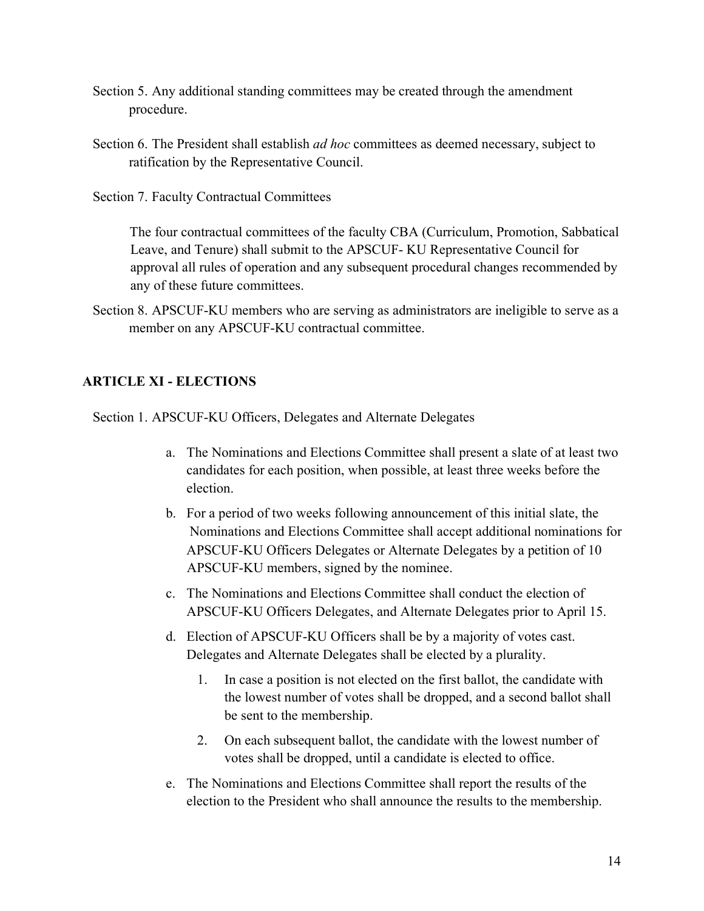Section 5. Any additional standing committees may be created through the amendment procedure.

Section 6. The President shall establish *ad hoc* committees as deemed necessary, subject to ratification by the Representative Council.

Section 7. Faculty Contractual Committees

The four contractual committees of the faculty CBA (Curriculum, Promotion, Sabbatical Leave, and Tenure) shall submit to the APSCUF- KU Representative Council for approval all rules of operation and any subsequent procedural changes recommended by any of these future committees.

Section 8. APSCUF-KU members who are serving as administrators are ineligible to serve as a member on any APSCUF-KU contractual committee.

## ARTICLE XI - ELECTIONS

Section 1. APSCUF-KU Officers, Delegates and Alternate Delegates

a. The Nominations and Elections Committee shall present a slate of at least two candidates for each position, when possible, at least three weeks before the election.

b. For a period of two weeks following announcement of this initial slate, the Nominations and Elections Committee shall accept additional nominations for APSCUF-KU Officers Delegates or Alternate Delegates by a petition of 10 APSCUF-KU members, signed by the nominee.

c. The Nominations and Elections Committee shall conduct the election of APSCUF-KU Officers Delegates, and Alternate Delegates prior to April 15.

d. Election of APSCUF-KU Officers shall be by a majority of votes cast. Delegates and Alternate Delegates shall be elected by a plurality.

   1. In case a position is not elected on the first ballot, the candidate with the lowest number of votes shall be dropped, and a second ballot shall be sent to the membership.

   2. On each subsequent ballot, the candidate with the lowest number of votes shall be dropped, until a candidate is elected to office.

e. The Nominations and Elections Committee shall report the results of the election to the President who shall announce the results to the membership.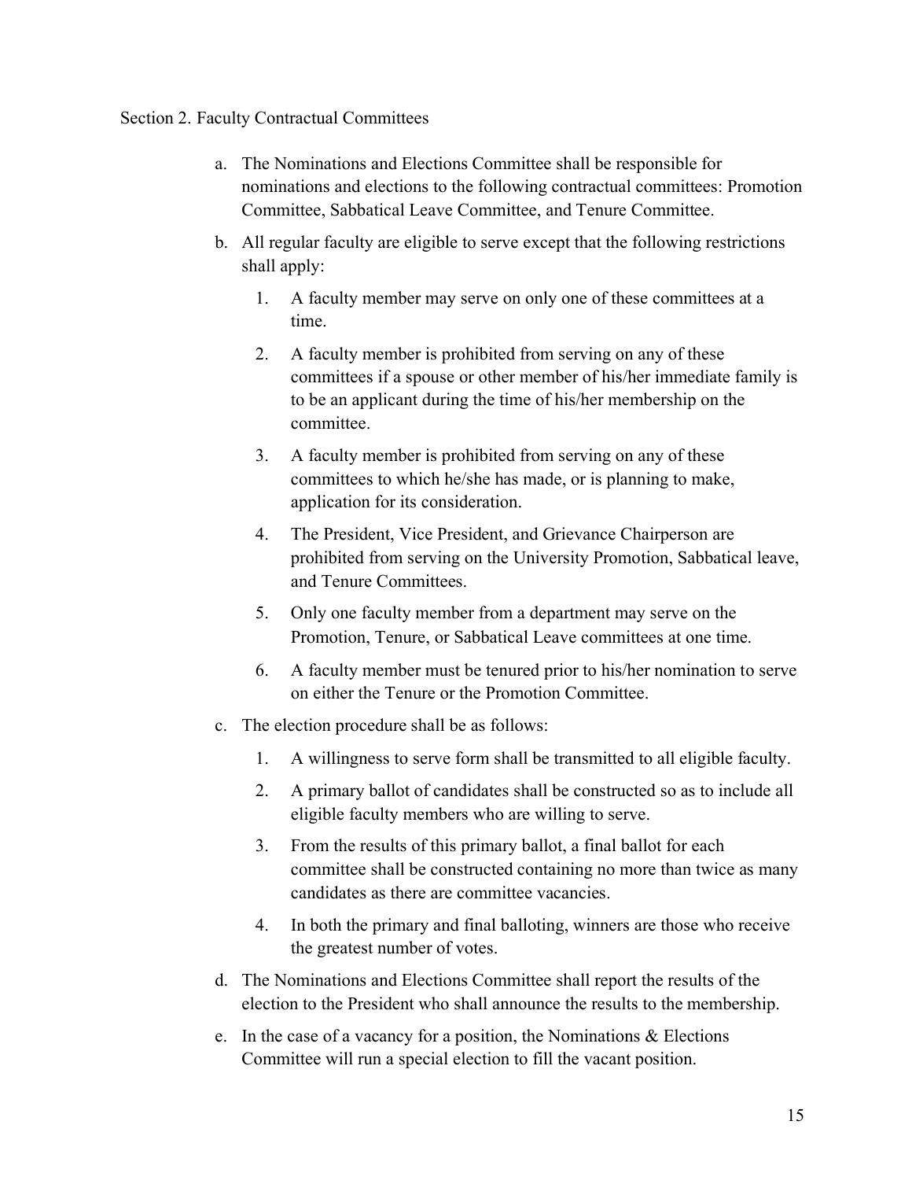Section 2. Faculty Contractual Committees

a. The Nominations and Elections Committee shall be responsible for nominations and elections to the following contractual committees: Promotion Committee, Sabbatical Leave Committee, and Tenure Committee.

b. All regular faculty are eligible to serve except that the following restrictions shall apply:

   1. A faculty member may serve on only one of these committees at a time.

   2. A faculty member is prohibited from serving on any of these committees if a spouse or other member of his/her immediate family is to be an applicant during the time of his/her membership on the committee.

   3. A faculty member is prohibited from serving on any of these committees to which he/she has made, or is planning to make, application for its consideration.

   4. The President, Vice President, and Grievance Chairperson are prohibited from serving on the University Promotion, Sabbatical leave, and Tenure Committees.

   5. Only one faculty member from a department may serve on the Promotion, Tenure, or Sabbatical Leave committees at one time.

   6. A faculty member must be tenured prior to his/her nomination to serve on either the Tenure or the Promotion Committee.

c. The election procedure shall be as follows:

   1. A willingness to serve form shall be transmitted to all eligible faculty.

   2. A primary ballot of candidates shall be constructed so as to include all eligible faculty members who are willing to serve.

   3. From the results of this primary ballot, a final ballot for each committee shall be constructed containing no more than twice as many candidates as there are committee vacancies.

   4. In both the primary and final balloting, winners are those who receive the greatest number of votes.

d. The Nominations and Elections Committee shall report the results of the election to the President who shall announce the results to the membership.

e. In the case of a vacancy for a position, the Nominations & Elections Committee will run a special election to fill the vacant position.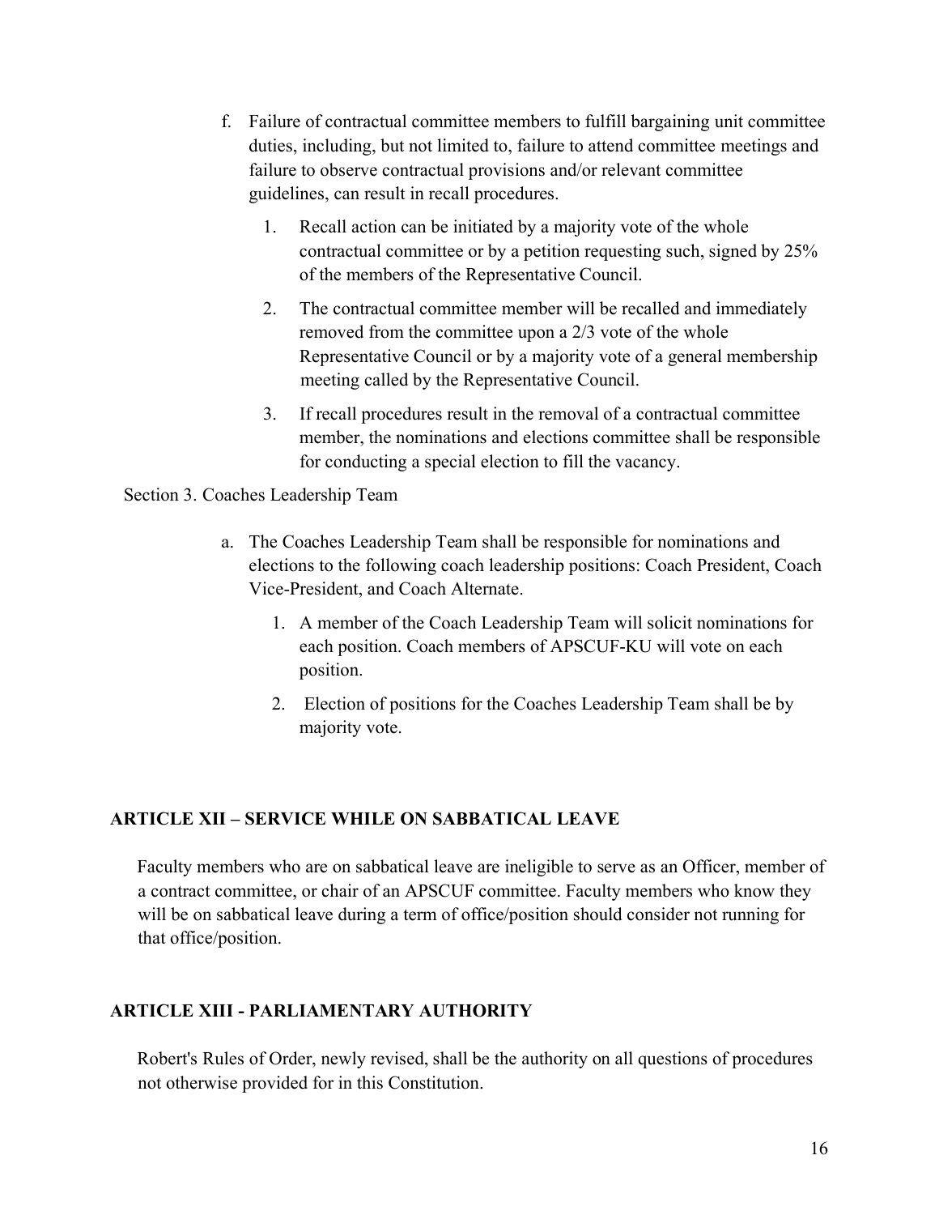f. Failure of contractual committee members to fulfill bargaining unit committee duties, including, but not limited to, failure to attend committee meetings and failure to observe contractual provisions and/or relevant committee guidelines, can result in recall procedures.

   1. Recall action can be initiated by a majority vote of the whole contractual committee or by a petition requesting such, signed by 25% of the members of the Representative Council.

   2. The contractual committee member will be recalled and immediately removed from the committee upon a 2/3 vote of the whole Representative Council or by a majority vote of a general membership meeting called by the Representative Council.

   3. If recall procedures result in the removal of a contractual committee member, the nominations and elections committee shall be responsible for conducting a special election to fill the vacancy.

Section 3. Coaches Leadership Team

a. The Coaches Leadership Team shall be responsible for nominations and elections to the following coach leadership positions: Coach President, Coach Vice-President, and Coach Alternate.

   1. A member of the Coach Leadership Team will solicit nominations for each position. Coach members of APSCUF-KU will vote on each position.

   2. Election of positions for the Coaches Leadership Team shall be by majority vote.

## ARTICLE XII – SERVICE WHILE ON SABBATICAL LEAVE

Faculty members who are on sabbatical leave are ineligible to serve as an Officer, member of a contract committee, or chair of an APSCUF committee. Faculty members who know they will be on sabbatical leave during a term of office/position should consider not running for that office/position.

## ARTICLE XIII - PARLIAMENTARY AUTHORITY

Robert's Rules of Order, newly revised, shall be the authority on all questions of procedures not otherwise provided for in this Constitution.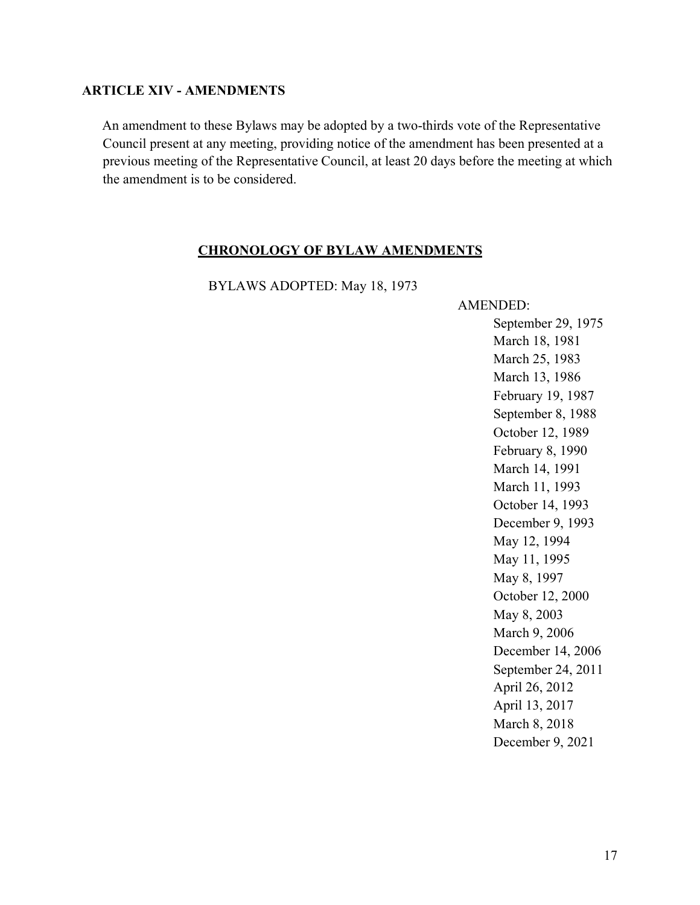## ARTICLE XIV - AMENDMENTS

An amendment to these Bylaws may be adopted by a two-thirds vote of the Representative Council present at any meeting, providing notice of the amendment has been presented at a previous meeting of the Representative Council, at least 20 days before the meeting at which the amendment is to be considered.

## **CHRONOLOGY OF BYLAW AMENDMENTS**

BYLAWS ADOPTED: May 18, 1973

AMENDED:

- September 29, 1975
- March 18, 1981
- March 25, 1983
- March 13, 1986
- February 19, 1987
- September 8, 1988
- October 12, 1989
- February 8, 1990
- March 14, 1991
- March 11, 1993
- October 14, 1993
- December 9, 1993
- May 12, 1994
- May 11, 1995
- May 8, 1997
- October 12, 2000
- May 8, 2003
- March 9, 2006
- December 14, 2006
- September 24, 2011
- April 26, 2012
- April 13, 2017
- March 8, 2018
- December 9, 2021